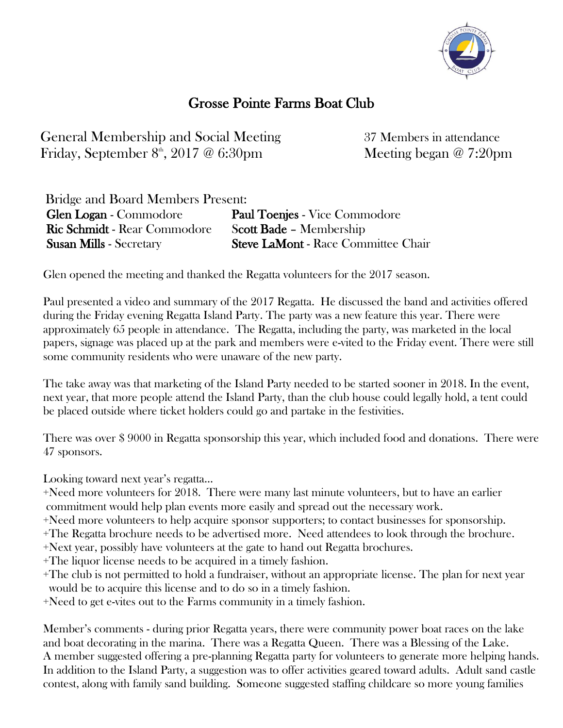# Grosse Pointe Farms Boat Club

General Membership and Social Meeting
Friday, September 8th, 2017 @ 6:30pm

37 Members in attendance
Meeting began @ 7:20pm

Bridge and Board Members Present:

| | |
|---|---|
| **Glen Logan** - Commodore | **Paul Toenjes** - Vice Commodore |
| **Ric Schmidt** - Rear Commodore | **Scott Bade** – Membership |
| **Susan Mills** - Secretary | **Steve LaMont** - Race Committee Chair |

Glen opened the meeting and thanked the Regatta volunteers for the 2017 season.

Paul presented a video and summary of the 2017 Regatta. He discussed the band and activities offered during the Friday evening Regatta Island Party. The party was a new feature this year. There were approximately 65 people in attendance. The Regatta, including the party, was marketed in the local papers, signage was placed up at the park and members were e-vited to the Friday event. There were still some community residents who were unaware of the new party.

The take away was that marketing of the Island Party needed to be started sooner in 2018. In the event, next year, that more people attend the Island Party, than the club house could legally hold, a tent could be placed outside where ticket holders could go and partake in the festivities.

There was over $ 9000 in Regatta sponsorship this year, which included food and donations. There were 47 sponsors.

Looking toward next year's regatta…

+Need more volunteers for 2018. There were many last minute volunteers, but to have an earlier commitment would help plan events more easily and spread out the necessary work.
+Need more volunteers to help acquire sponsor supporters; to contact businesses for sponsorship.
+The Regatta brochure needs to be advertised more. Need attendees to look through the brochure.
+Next year, possibly have volunteers at the gate to hand out Regatta brochures.
+The liquor license needs to be acquired in a timely fashion.
+The club is not permitted to hold a fundraiser, without an appropriate license. The plan for next year would be to acquire this license and to do so in a timely fashion.
+Need to get e-vites out to the Farms community in a timely fashion.

Member's comments - during prior Regatta years, there were community power boat races on the lake and boat decorating in the marina. There was a Regatta Queen. There was a Blessing of the Lake. A member suggested offering a pre-planning Regatta party for volunteers to generate more helping hands. In addition to the Island Party, a suggestion was to offer activities geared toward adults. Adult sand castle contest, along with family sand building. Someone suggested staffing childcare so more young families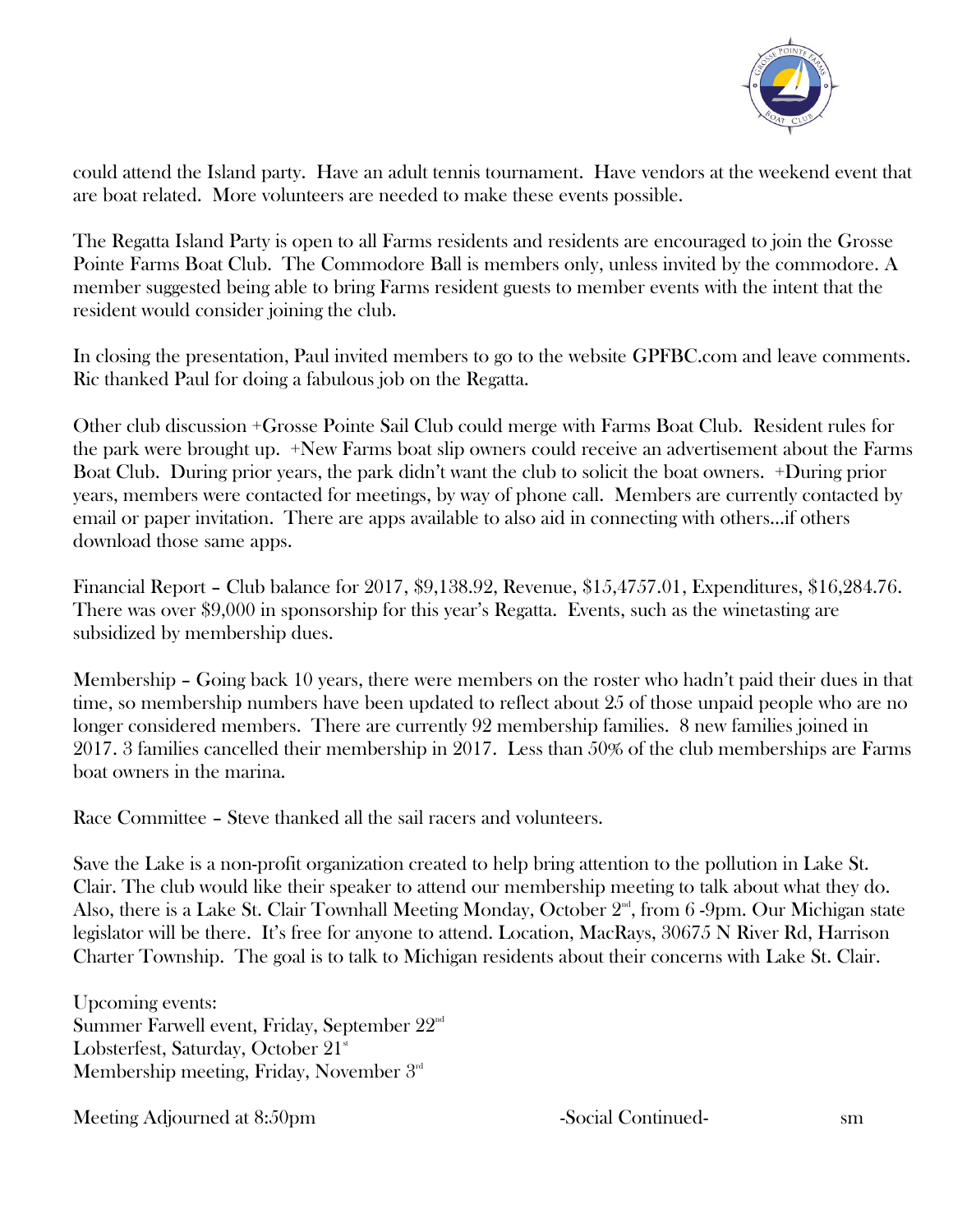could attend the Island party. Have an adult tennis tournament. Have vendors at the weekend event that are boat related. More volunteers are needed to make these events possible.

The Regatta Island Party is open to all Farms residents and residents are encouraged to join the Grosse Pointe Farms Boat Club. The Commodore Ball is members only, unless invited by the commodore. A member suggested being able to bring Farms resident guests to member events with the intent that the resident would consider joining the club.

In closing the presentation, Paul invited members to go to the website GPFBC.com and leave comments. Ric thanked Paul for doing a fabulous job on the Regatta.

Other club discussion +Grosse Pointe Sail Club could merge with Farms Boat Club. Resident rules for the park were brought up. +New Farms boat slip owners could receive an advertisement about the Farms Boat Club. During prior years, the park didn't want the club to solicit the boat owners. +During prior years, members were contacted for meetings, by way of phone call. Members are currently contacted by email or paper invitation. There are apps available to also aid in connecting with others…if others download those same apps.

Financial Report – Club balance for 2017, $9,138.92, Revenue, $15,4757.01, Expenditures, $16,284.76. There was over $9,000 in sponsorship for this year's Regatta. Events, such as the winetasting are subsidized by membership dues.

Membership – Going back 10 years, there were members on the roster who hadn't paid their dues in that time, so membership numbers have been updated to reflect about 25 of those unpaid people who are no longer considered members. There are currently 92 membership families. 8 new families joined in 2017. 3 families cancelled their membership in 2017. Less than 50% of the club memberships are Farms boat owners in the marina.

Race Committee – Steve thanked all the sail racers and volunteers.

Save the Lake is a non-profit organization created to help bring attention to the pollution in Lake St. Clair. The club would like their speaker to attend our membership meeting to talk about what they do. Also, there is a Lake St. Clair Townhall Meeting Monday, October 2nd, from 6 -9pm. Our Michigan state legislator will be there. It's free for anyone to attend. Location, MacRays, 30675 N River Rd, Harrison Charter Township. The goal is to talk to Michigan residents about their concerns with Lake St. Clair.

Upcoming events:
Summer Farwell event, Friday, September 22nd
Lobsterfest, Saturday, October 21st
Membership meeting, Friday, November 3rd

Meeting Adjourned at 8:50pm -Social Continued- sm